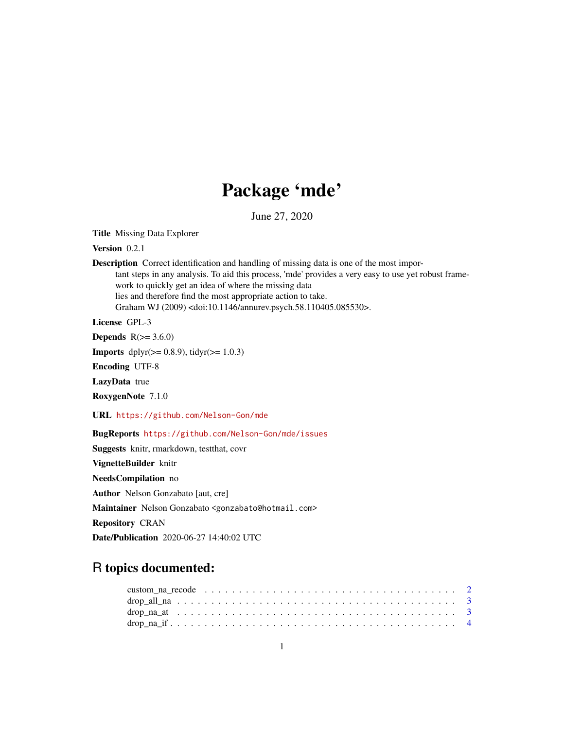# Package ‘mde’

June 27, 2020

**Title** Missing Data Explorer

**Version** 0.2.1

**Description** Correct identification and handling of missing data is one of the most important steps in any analysis. To aid this process, 'mde' provides a very easy to use yet robust framework to quickly get an idea of where the missing data lies and therefore find the most appropriate action to take. Graham WJ (2009) <doi:10.1146/annurev.psych.58.110405.085530>.

**License** GPL-3

**Depends** R(>= 3.6.0)

**Imports** dplyr(>= 0.8.9), tidyr(>= 1.0.3)

**Encoding** UTF-8

**LazyData** true

**RoxygenNote** 7.1.0

**URL** https://github.com/Nelson-Gon/mde

**BugReports** https://github.com/Nelson-Gon/mde/issues

**Suggests** knitr, rmarkdown, testthat, covr

**VignetteBuilder** knitr

**NeedsCompilation** no

**Author** Nelson Gonzabato [aut, cre]

**Maintainer** Nelson Gonzabato <gonzabato@hotmail.com>

**Repository** CRAN

**Date/Publication** 2020-06-27 14:40:02 UTC

## R topics documented:

- custom_na_recode . . . . . . . . . . . . . . . . . . . . . . . . . . . . . . . . . . . . 2
- drop_all_na . . . . . . . . . . . . . . . . . . . . . . . . . . . . . . . . . . . . . . . 3
- drop_na_at . . . . . . . . . . . . . . . . . . . . . . . . . . . . . . . . . . . . . . . . 3
- drop_na_if . . . . . . . . . . . . . . . . . . . . . . . . . . . . . . . . . . . . . . . . 4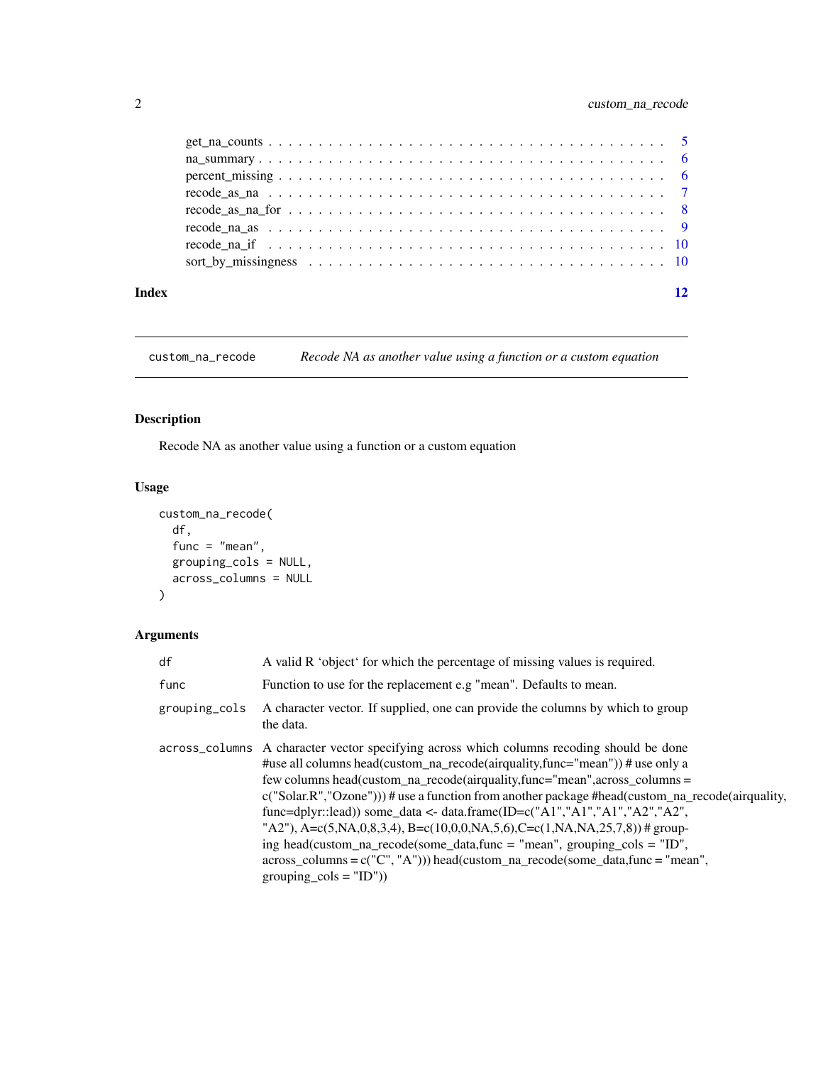| | |
|---|---|
| get_na_counts | 5 |
| na_summary | 6 |
| percent_missing | 6 |
| recode_as_na | 7 |
| recode_as_na_for | 8 |
| recode_na_as | 9 |
| recode_na_if | 10 |
| sort_by_missingness | 10 |

**Index** **12**

---

`custom_na_recode` *Recode NA as another value using a function or a custom equation*

---

## Description

Recode NA as another value using a function or a custom equation

## Usage

```
custom_na_recode(
  df,
  func = "mean",
  grouping_cols = NULL,
  across_columns = NULL
)
```

## Arguments

| | |
|---|---|
| `df` | A valid R 'object' for which the percentage of missing values is required. |
| `func` | Function to use for the replacement e.g "mean". Defaults to mean. |
| `grouping_cols` | A character vector. If supplied, one can provide the columns by which to group the data. |
| `across_columns` | A character vector specifying across which columns recoding should be done #use all columns head(custom_na_recode(airquality,func="mean")) # use only a few columns head(custom_na_recode(airquality,func="mean",across_columns = c("Solar.R","Ozone"))) # use a function from another package #head(custom_na_recode(airquality, func=dplyr::lead)) some_data <- data.frame(ID=c("A1","A1","A1","A2","A2", "A2"), A=c(5,NA,0,8,3,4), B=c(10,0,0,NA,5,6),C=c(1,NA,NA,25,7,8)) # grouping head(custom_na_recode(some_data,func = "mean", grouping_cols = "ID", across_columns = c("C", "A"))) head(custom_na_recode(some_data,func = "mean", grouping_cols = "ID")) |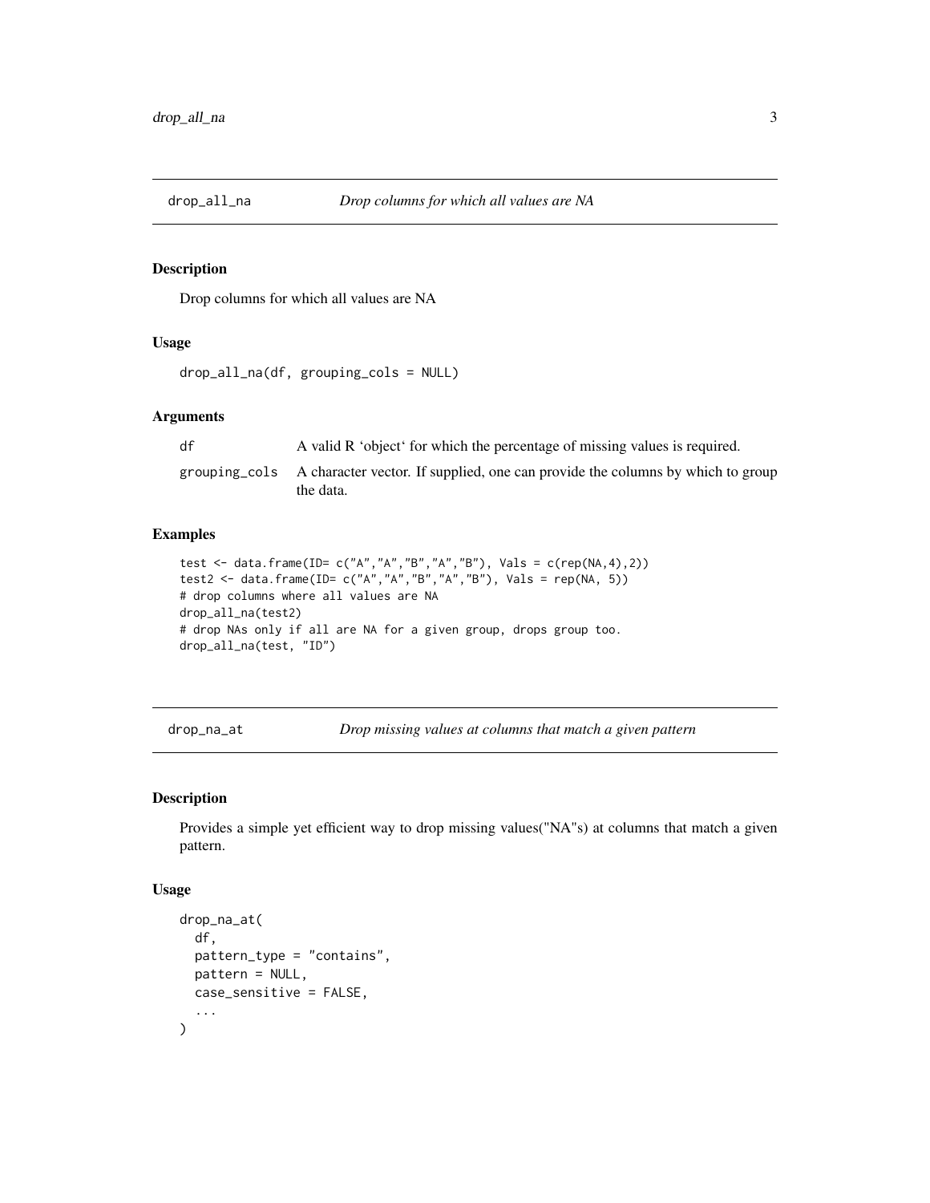## drop_all_na — *Drop columns for which all values are NA*

### Description

Drop columns for which all values are NA

### Usage

```
drop_all_na(df, grouping_cols = NULL)
```

### Arguments

| | |
|---|---|
| df | A valid R 'object' for which the percentage of missing values is required. |
| grouping_cols | A character vector. If supplied, one can provide the columns by which to group the data. |

### Examples

```
test <- data.frame(ID= c("A","A","B","A","B"), Vals = c(rep(NA,4),2))
test2 <- data.frame(ID= c("A","A","B","A","B"), Vals = rep(NA, 5))
# drop columns where all values are NA
drop_all_na(test2)
# drop NAs only if all are NA for a given group, drops group too.
drop_all_na(test, "ID")
```

## drop_na_at — *Drop missing values at columns that match a given pattern*

### Description

Provides a simple yet efficient way to drop missing values("NA"s) at columns that match a given pattern.

### Usage

```
drop_na_at(
  df,
  pattern_type = "contains",
  pattern = NULL,
  case_sensitive = FALSE,
  ...
)
```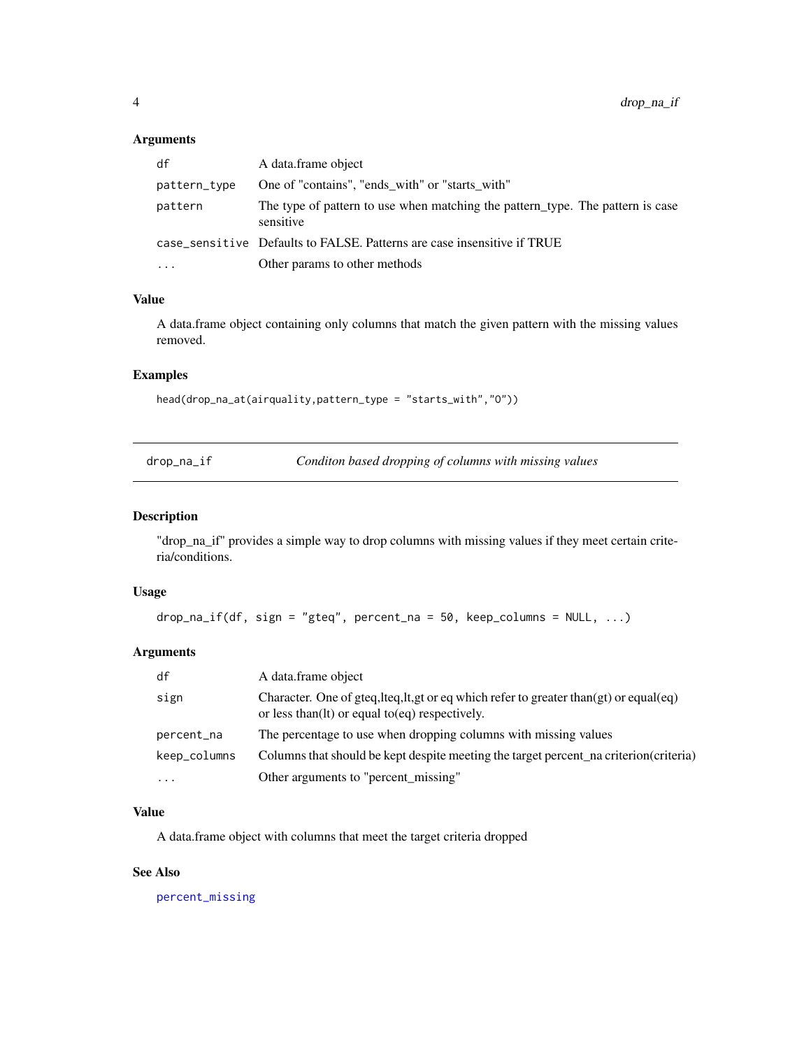### Arguments

| | |
|---|---|
| `df` | A data.frame object |
| `pattern_type` | One of "contains", "ends_with" or "starts_with" |
| `pattern` | The type of pattern to use when matching the pattern_type. The pattern is case sensitive |
| `case_sensitive` | Defaults to FALSE. Patterns are case insensitive if TRUE |
| `...` | Other params to other methods |

### Value

A data.frame object containing only columns that match the given pattern with the missing values removed.

### Examples

```
head(drop_na_at(airquality,pattern_type = "starts_with","O"))
```

---

## drop_na_if — *Conditon based dropping of columns with missing values*

### Description

"drop_na_if" provides a simple way to drop columns with missing values if they meet certain criteria/conditions.

### Usage

```
drop_na_if(df, sign = "gteq", percent_na = 50, keep_columns = NULL, ...)
```

### Arguments

| | |
|---|---|
| `df` | A data.frame object |
| `sign` | Character. One of gteq,lteq,lt,gt or eq which refer to greater than(gt) or equal(eq) or less than(lt) or equal to(eq) respectively. |
| `percent_na` | The percentage to use when dropping columns with missing values |
| `keep_columns` | Columns that should be kept despite meeting the target percent_na criterion(criteria) |
| `...` | Other arguments to "percent_missing" |

### Value

A data.frame object with columns that meet the target criteria dropped

### See Also

percent_missing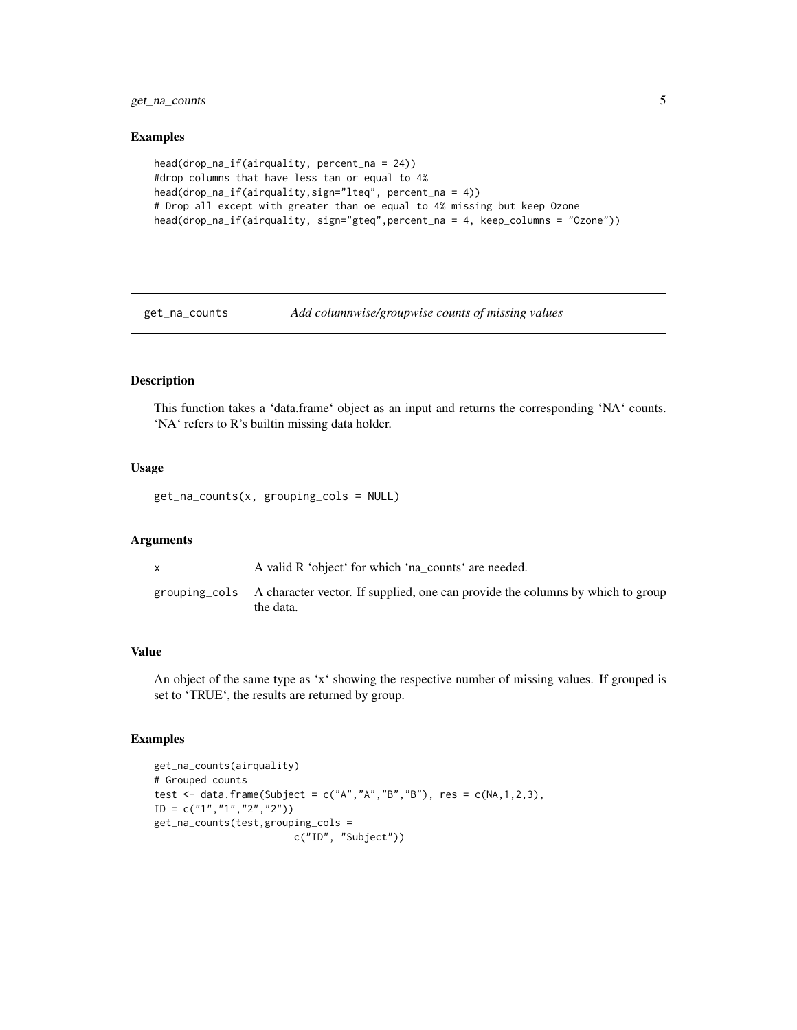## Examples

```
head(drop_na_if(airquality, percent_na = 24))
#drop columns that have less tan or equal to 4%
head(drop_na_if(airquality,sign="lteq", percent_na = 4))
# Drop all except with greater than oe equal to 4% missing but keep Ozone
head(drop_na_if(airquality, sign="gteq",percent_na = 4, keep_columns = "Ozone"))
```

---

# get_na_counts — *Add columnwise/groupwise counts of missing values*

---

## Description

This function takes a 'data.frame' object as an input and returns the corresponding 'NA' counts. 'NA' refers to R's builtin missing data holder.

## Usage

```
get_na_counts(x, grouping_cols = NULL)
```

## Arguments

| | |
|---|---|
| `x` | A valid R 'object' for which 'na_counts' are needed. |
| `grouping_cols` | A character vector. If supplied, one can provide the columns by which to group the data. |

## Value

An object of the same type as 'x' showing the respective number of missing values. If grouped is set to 'TRUE', the results are returned by group.

## Examples

```
get_na_counts(airquality)
# Grouped counts
test <- data.frame(Subject = c("A","A","B","B"), res = c(NA,1,2,3),
ID = c("1","1","2","2"))
get_na_counts(test,grouping_cols =
                        c("ID", "Subject"))
```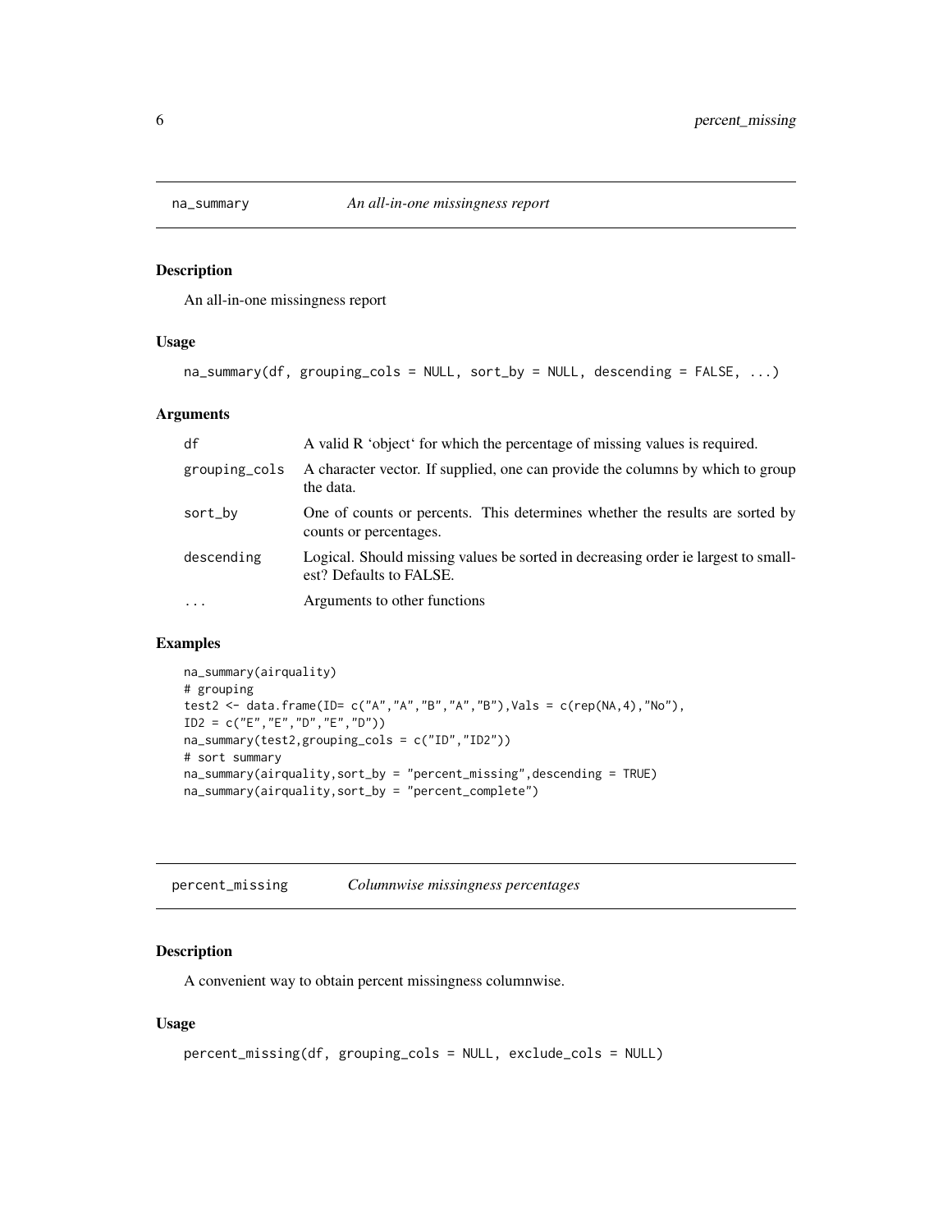## na_summary *An all-in-one missingness report*

### Description

An all-in-one missingness report

### Usage

```
na_summary(df, grouping_cols = NULL, sort_by = NULL, descending = FALSE, ...)
```

### Arguments

| | |
|---|---|
| df | A valid R 'object' for which the percentage of missing values is required. |
| grouping_cols | A character vector. If supplied, one can provide the columns by which to group the data. |
| sort_by | One of counts or percents. This determines whether the results are sorted by counts or percentages. |
| descending | Logical. Should missing values be sorted in decreasing order ie largest to smallest? Defaults to FALSE. |
| ... | Arguments to other functions |

### Examples

```
na_summary(airquality)
# grouping
test2 <- data.frame(ID= c("A","A","B","A","B"),Vals = c(rep(NA,4),"No"),
ID2 = c("E","E","D","E","D"))
na_summary(test2,grouping_cols = c("ID","ID2"))
# sort summary
na_summary(airquality,sort_by = "percent_missing",descending = TRUE)
na_summary(airquality,sort_by = "percent_complete")
```

## percent_missing *Columnwise missingness percentages*

### Description

A convenient way to obtain percent missingness columnwise.

### Usage

```
percent_missing(df, grouping_cols = NULL, exclude_cols = NULL)
```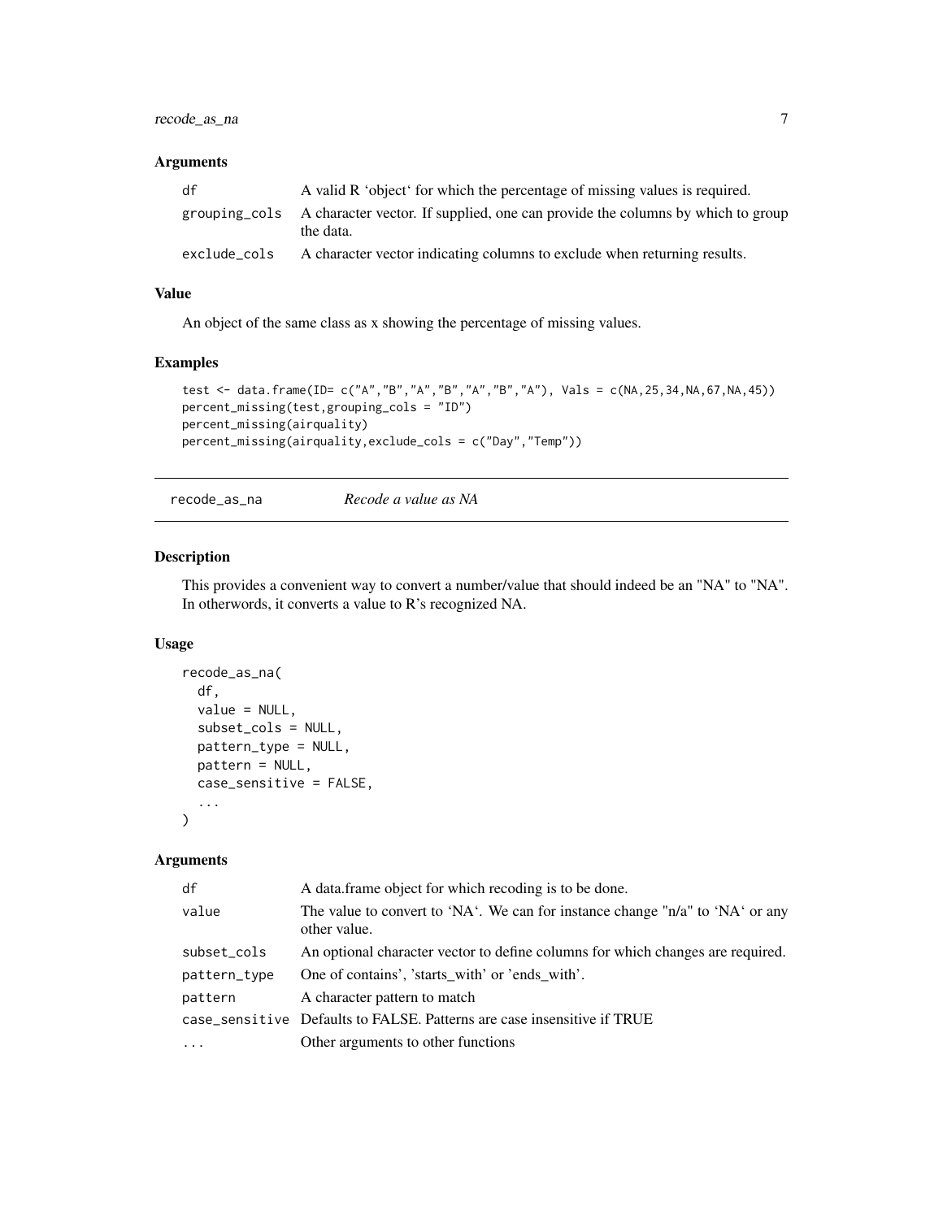### Arguments

| | |
|---|---|
| df | A valid R ‘object‘ for which the percentage of missing values is required. |
| grouping_cols | A character vector. If supplied, one can provide the columns by which to group the data. |
| exclude_cols | A character vector indicating columns to exclude when returning results. |

### Value

An object of the same class as x showing the percentage of missing values.

### Examples

```
test <- data.frame(ID= c("A","B","A","B","A","B","A"), Vals = c(NA,25,34,NA,67,NA,45))
percent_missing(test,grouping_cols = "ID")
percent_missing(airquality)
percent_missing(airquality,exclude_cols = c("Day","Temp"))
```

---

## recode_as_na    *Recode a value as NA*

### Description

This provides a convenient way to convert a number/value that should indeed be an "NA" to "NA". In otherwords, it converts a value to R's recognized NA.

### Usage

```
recode_as_na(
  df,
  value = NULL,
  subset_cols = NULL,
  pattern_type = NULL,
  pattern = NULL,
  case_sensitive = FALSE,
  ...
)
```

### Arguments

| | |
|---|---|
| df | A data.frame object for which recoding is to be done. |
| value | The value to convert to ‘NA‘. We can for instance change "n/a" to ‘NA‘ or any other value. |
| subset_cols | An optional character vector to define columns for which changes are required. |
| pattern_type | One of contains', 'starts_with' or 'ends_with'. |
| pattern | A character pattern to match |
| case_sensitive | Defaults to FALSE. Patterns are case insensitive if TRUE |
| ... | Other arguments to other functions |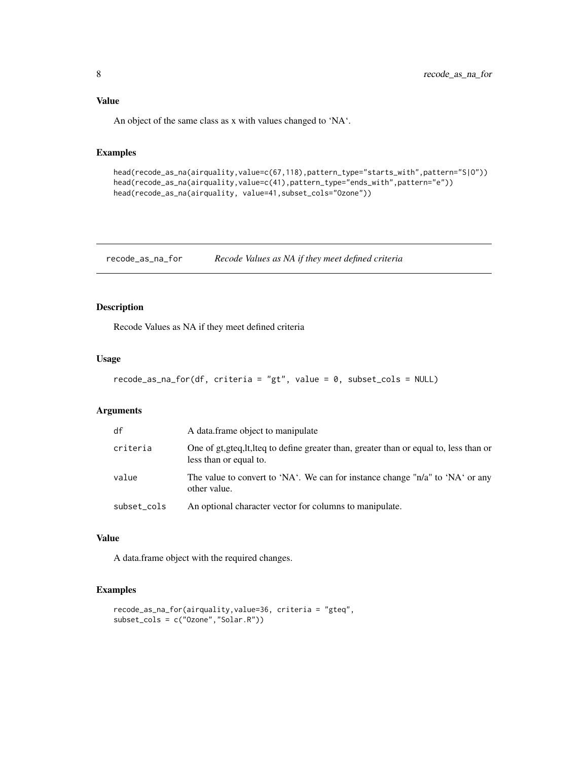## Value

An object of the same class as x with values changed to 'NA'.

## Examples

```
head(recode_as_na(airquality,value=c(67,118),pattern_type="starts_with",pattern="S|O"))
head(recode_as_na(airquality,value=c(41),pattern_type="ends_with",pattern="e"))
head(recode_as_na(airquality, value=41,subset_cols="Ozone"))
```

---

# recode_as_na_for — *Recode Values as NA if they meet defined criteria*

## Description

Recode Values as NA if they meet defined criteria

## Usage

```
recode_as_na_for(df, criteria = "gt", value = 0, subset_cols = NULL)
```

## Arguments

| | |
|---|---|
| df | A data.frame object to manipulate |
| criteria | One of gt,gteq,lt,lteq to define greater than, greater than or equal to, less than or less than or equal to. |
| value | The value to convert to 'NA'. We can for instance change "n/a" to 'NA' or any other value. |
| subset_cols | An optional character vector for columns to manipulate. |

## Value

A data.frame object with the required changes.

## Examples

```
recode_as_na_for(airquality,value=36, criteria = "gteq",
subset_cols = c("Ozone","Solar.R"))
```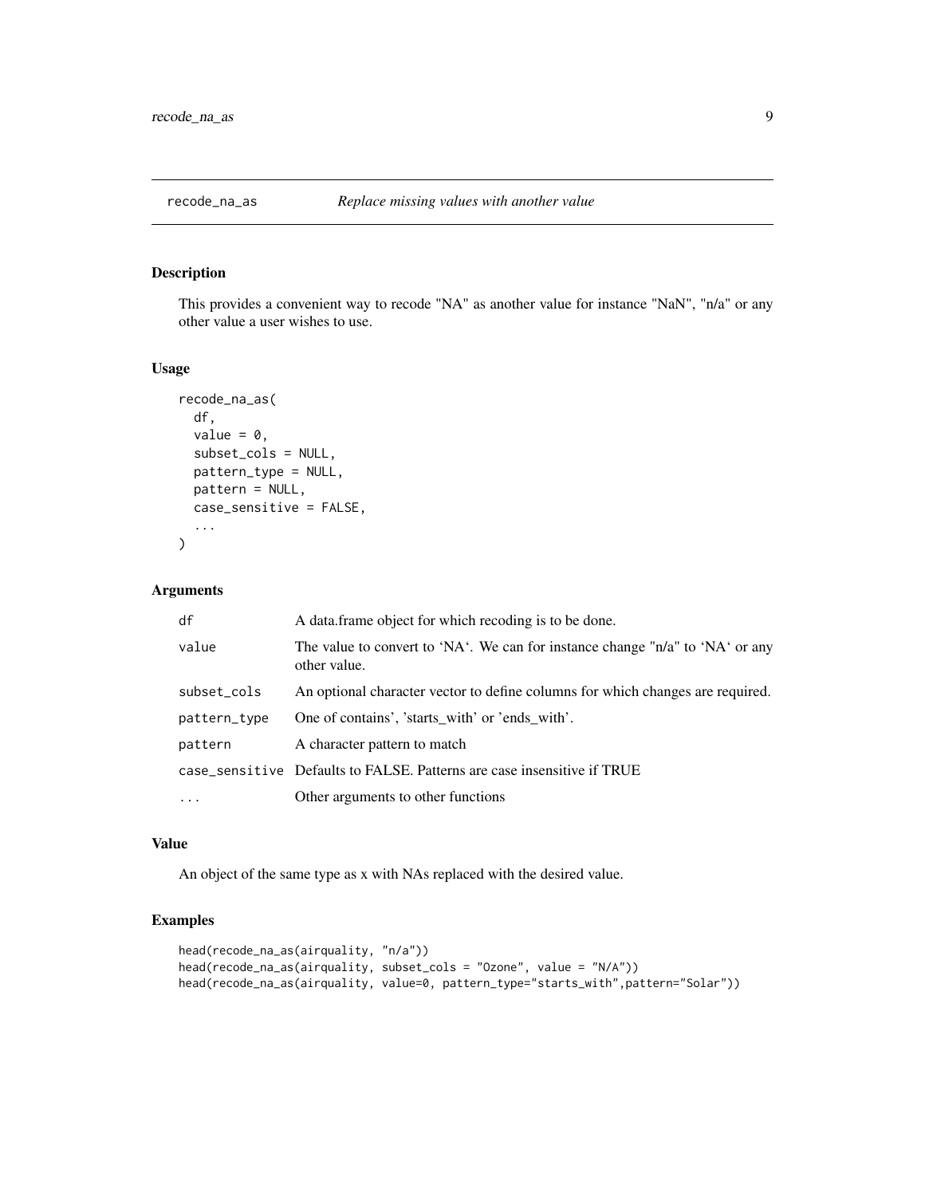# recode_na_as — *Replace missing values with another value*

## Description

This provides a convenient way to recode "NA" as another value for instance "NaN", "n/a" or any other value a user wishes to use.

## Usage

```
recode_na_as(
  df,
  value = 0,
  subset_cols = NULL,
  pattern_type = NULL,
  pattern = NULL,
  case_sensitive = FALSE,
  ...
)
```

## Arguments

| | |
|---|---|
| `df` | A data.frame object for which recoding is to be done. |
| `value` | The value to convert to 'NA'. We can for instance change "n/a" to 'NA' or any other value. |
| `subset_cols` | An optional character vector to define columns for which changes are required. |
| `pattern_type` | One of contains', 'starts_with' or 'ends_with'. |
| `pattern` | A character pattern to match |
| `case_sensitive` | Defaults to FALSE. Patterns are case insensitive if TRUE |
| `...` | Other arguments to other functions |

## Value

An object of the same type as x with NAs replaced with the desired value.

## Examples

```
head(recode_na_as(airquality, "n/a"))
head(recode_na_as(airquality, subset_cols = "Ozone", value = "N/A"))
head(recode_na_as(airquality, value=0, pattern_type="starts_with",pattern="Solar"))
```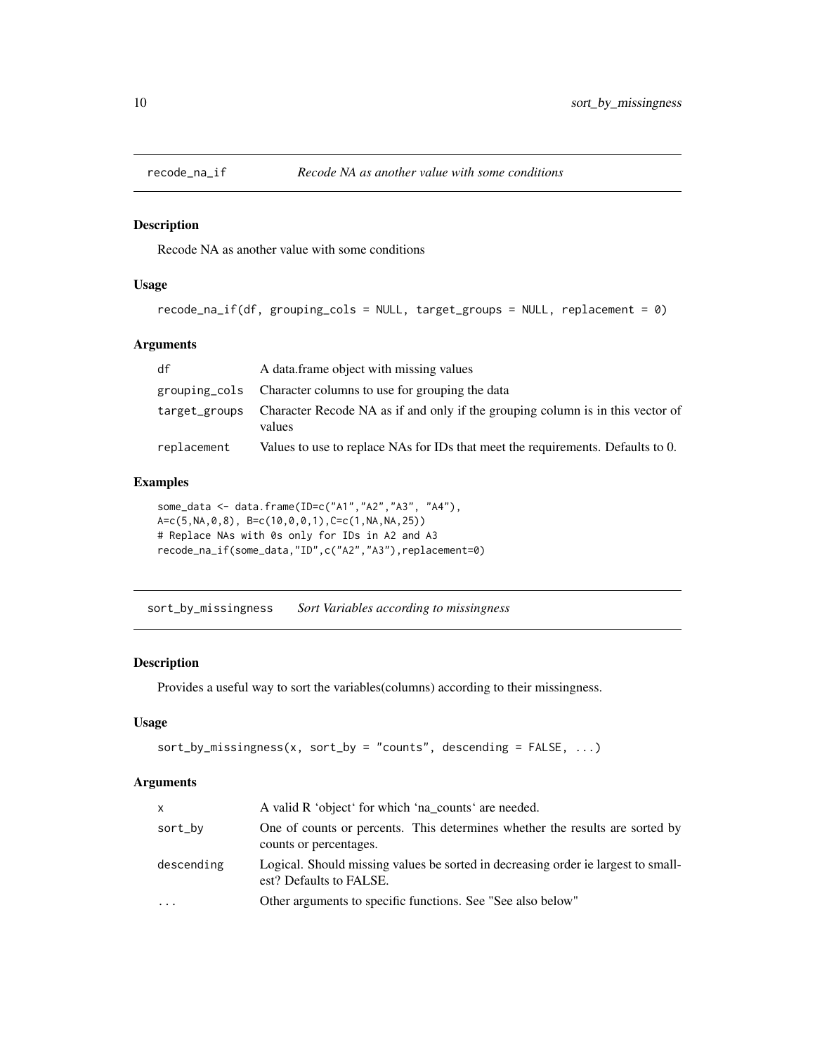## recode_na_if — *Recode NA as another value with some conditions*

### Description

Recode NA as another value with some conditions

### Usage

```
recode_na_if(df, grouping_cols = NULL, target_groups = NULL, replacement = 0)
```

### Arguments

| | |
|---|---|
| df | A data.frame object with missing values |
| grouping_cols | Character columns to use for grouping the data |
| target_groups | Character Recode NA as if and only if the grouping column is in this vector of values |
| replacement | Values to use to replace NAs for IDs that meet the requirements. Defaults to 0. |

### Examples

```
some_data <- data.frame(ID=c("A1","A2","A3", "A4"),
A=c(5,NA,0,8), B=c(10,0,0,1),C=c(1,NA,NA,25))
# Replace NAs with 0s only for IDs in A2 and A3
recode_na_if(some_data,"ID",c("A2","A3"),replacement=0)
```

## sort_by_missingness — *Sort Variables according to missingness*

### Description

Provides a useful way to sort the variables(columns) according to their missingness.

### Usage

```
sort_by_missingness(x, sort_by = "counts", descending = FALSE, ...)
```

### Arguments

| | |
|---|---|
| x | A valid R 'object' for which 'na_counts' are needed. |
| sort_by | One of counts or percents. This determines whether the results are sorted by counts or percentages. |
| descending | Logical. Should missing values be sorted in decreasing order ie largest to smallest? Defaults to FALSE. |
| ... | Other arguments to specific functions. See "See also below" |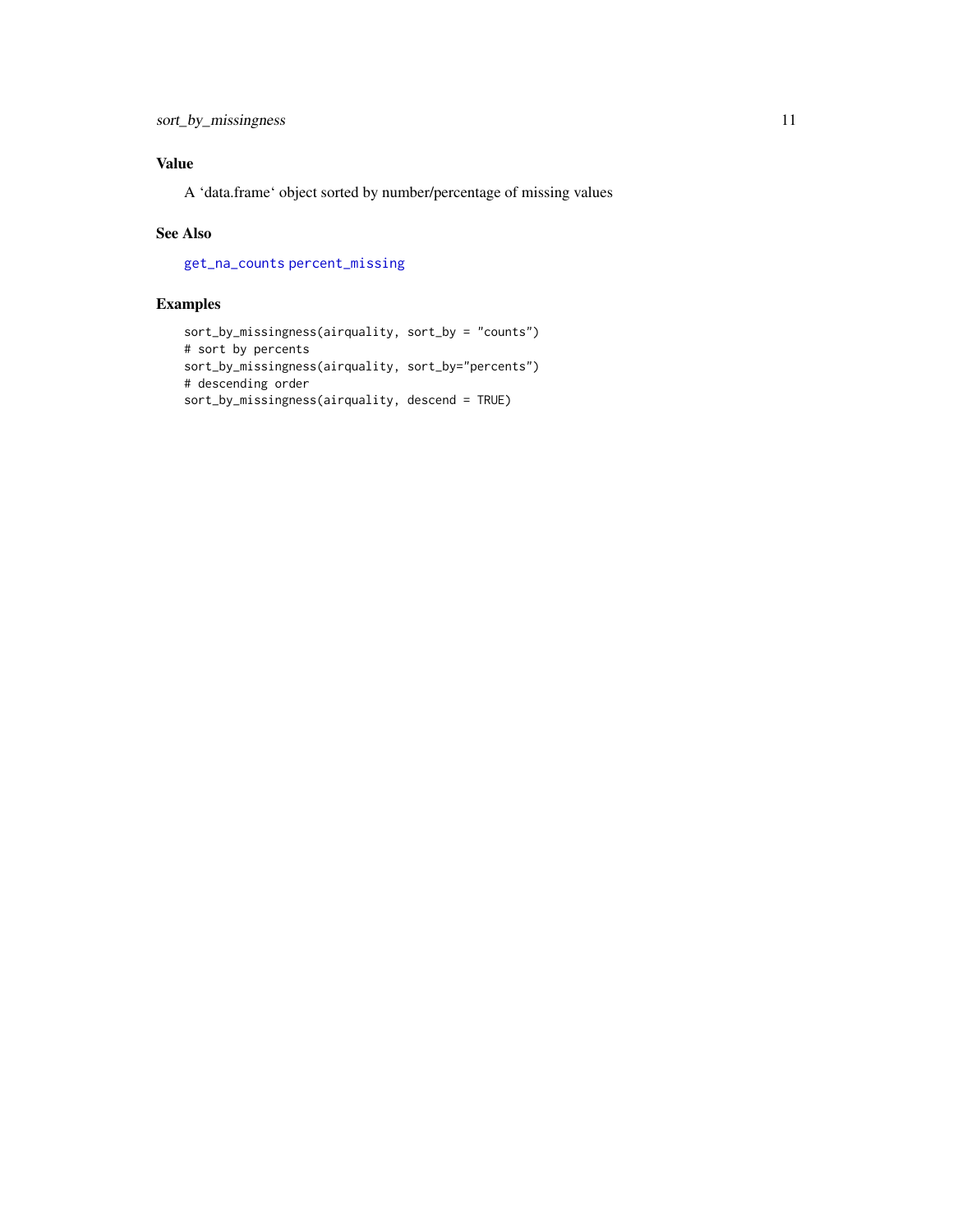## Value

A 'data.frame' object sorted by number/percentage of missing values

## See Also

get_na_counts percent_missing

## Examples

```
sort_by_missingness(airquality, sort_by = "counts")
# sort by percents
sort_by_missingness(airquality, sort_by="percents")
# descending order
sort_by_missingness(airquality, descend = TRUE)
```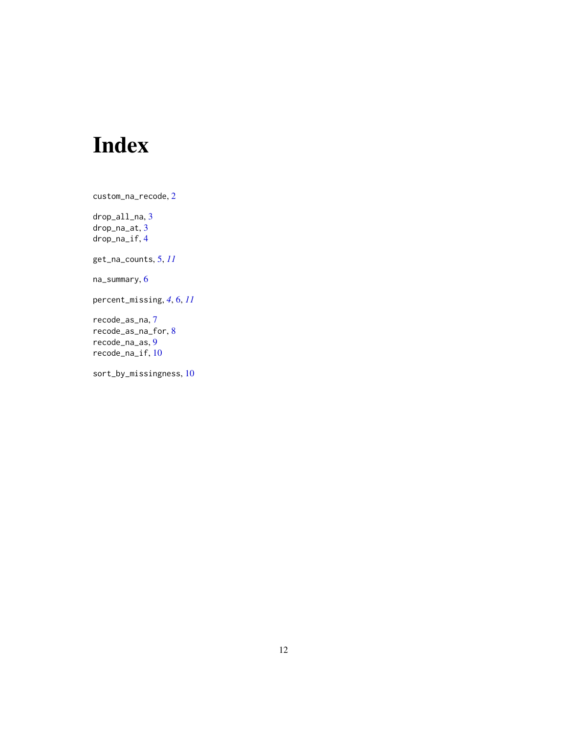# Index

custom_na_recode, 2

drop_all_na, 3
drop_na_at, 3
drop_na_if, 4

get_na_counts, 5, *11*

na_summary, 6

percent_missing, *4*, 6, *11*

recode_as_na, 7
recode_as_na_for, 8
recode_na_as, 9
recode_na_if, 10

sort_by_missingness, 10